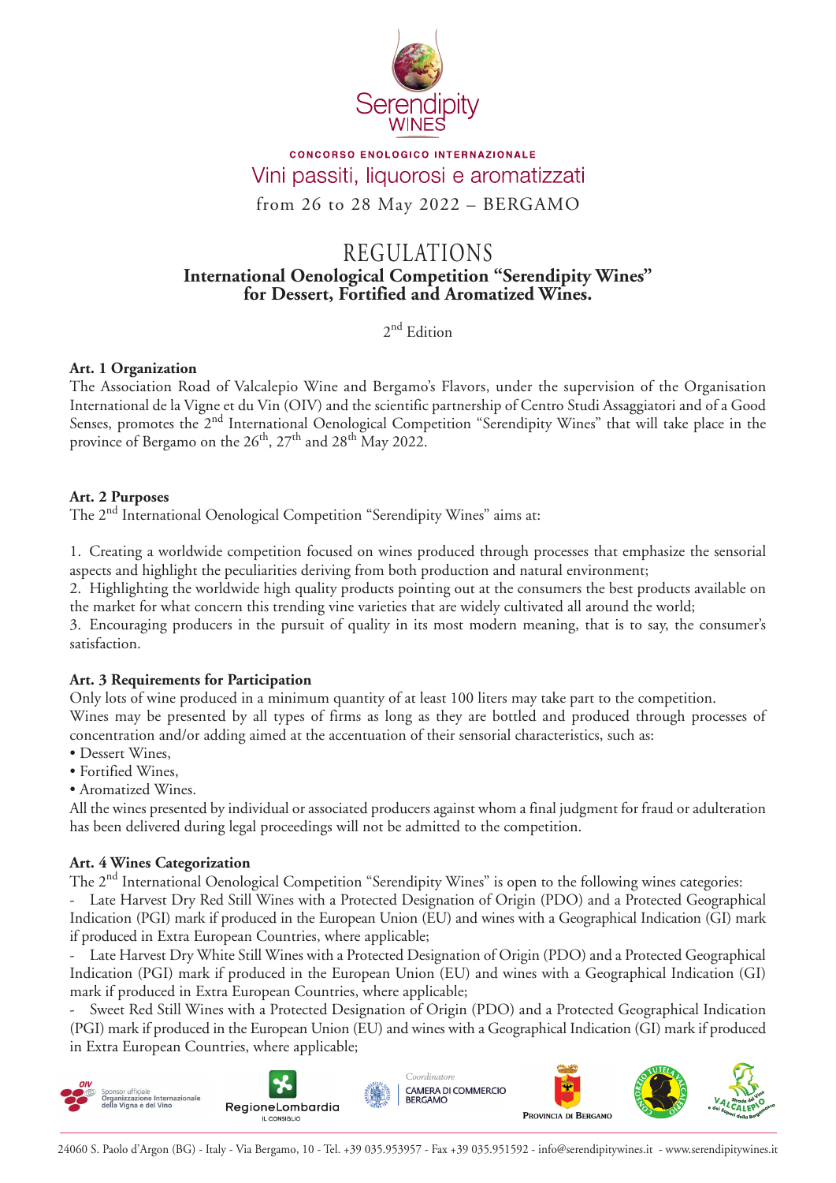Serendipity WINES

CONCORSO ENOLOGICO INTERNAZIONALE

Vini passiti, liquorosi e aromatizzati

from 26 to 28 May 2022 – BERGAMO

# REGULATIONS

## International Oenological Competition "Serendipity Wines" for Dessert, Fortified and Aromatized Wines.

2nd Edition

### Art. 1 Organization

The Association Road of Valcalepio Wine and Bergamo's Flavors, under the supervision of the Organisation International de la Vigne et du Vin (OIV) and the scientific partnership of Centro Studi Assaggiatori and of a Good Senses, promotes the 2nd International Oenological Competition "Serendipity Wines" that will take place in the province of Bergamo on the 26th, 27th and 28th May 2022.

### Art. 2 Purposes

The 2nd International Oenological Competition "Serendipity Wines" aims at:

1. Creating a worldwide competition focused on wines produced through processes that emphasize the sensorial aspects and highlight the peculiarities deriving from both production and natural environment;
2. Highlighting the worldwide high quality products pointing out at the consumers the best products available on the market for what concern this trending vine varieties that are widely cultivated all around the world;
3. Encouraging producers in the pursuit of quality in its most modern meaning, that is to say, the consumer's satisfaction.

### Art. 3 Requirements for Participation

Only lots of wine produced in a minimum quantity of at least 100 liters may take part to the competition.

Wines may be presented by all types of firms as long as they are bottled and produced through processes of concentration and/or adding aimed at the accentuation of their sensorial characteristics, such as:

- Dessert Wines,
- Fortified Wines,
- Aromatized Wines.

All the wines presented by individual or associated producers against whom a final judgment for fraud or adulteration has been delivered during legal proceedings will not be admitted to the competition.

### Art. 4 Wines Categorization

The 2nd International Oenological Competition "Serendipity Wines" is open to the following wines categories:

- Late Harvest Dry Red Still Wines with a Protected Designation of Origin (PDO) and a Protected Geographical Indication (PGI) mark if produced in the European Union (EU) and wines with a Geographical Indication (GI) mark if produced in Extra European Countries, where applicable;
- Late Harvest Dry White Still Wines with a Protected Designation of Origin (PDO) and a Protected Geographical Indication (PGI) mark if produced in the European Union (EU) and wines with a Geographical Indication (GI) mark if produced in Extra European Countries, where applicable;
- Sweet Red Still Wines with a Protected Designation of Origin (PDO) and a Protected Geographical Indication (PGI) mark if produced in the European Union (EU) and wines with a Geographical Indication (GI) mark if produced in Extra European Countries, where applicable;

OIV Sponsor ufficiale Organizzazione Internazionale della Vigna e del Vino · RegioneLombardia IL CONSIGLIO · Coordinatore CAMERA DI COMMERCIO BERGAMO · PROVINCIA DI BERGAMO · CONSORZIO TUTELA VALCALEPIO · VALCALEPIO Strada del Vino e dei Sapori della Bergamasca

24060 S. Paolo d'Argon (BG) - Italy - Via Bergamo, 10 - Tel. +39 035.953957 - Fax +39 035.951592 - info@serendipitywines.it - www.serendipitywines.it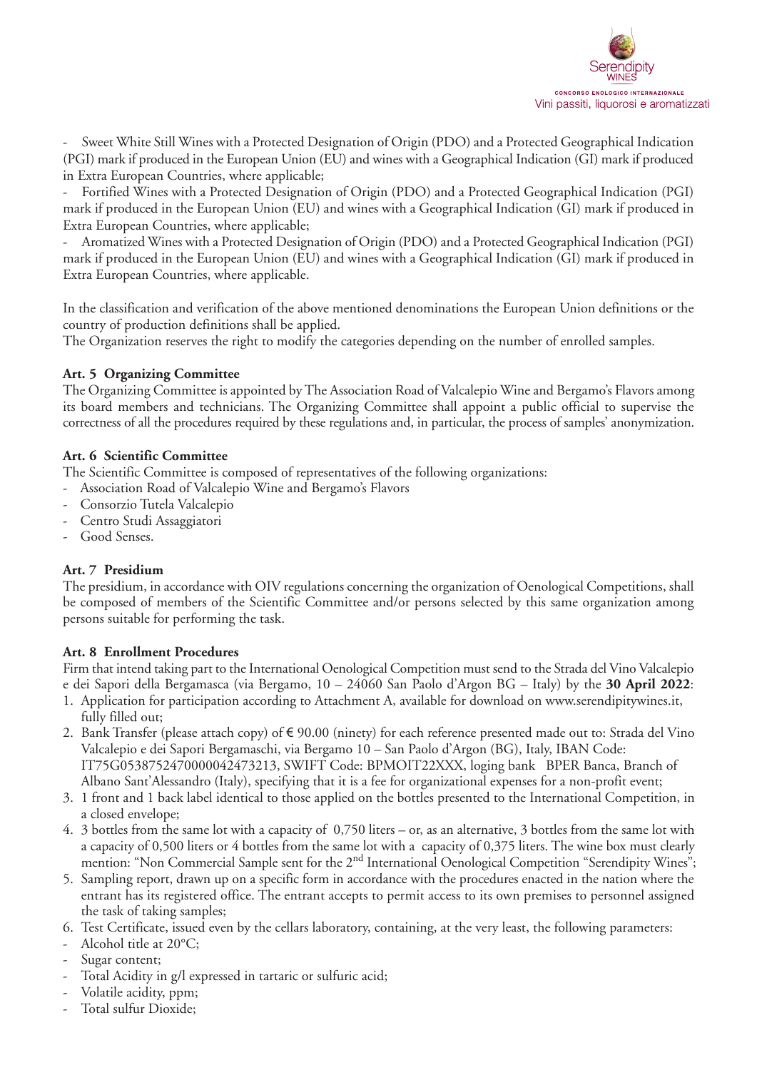- Sweet White Still Wines with a Protected Designation of Origin (PDO) and a Protected Geographical Indication (PGI) mark if produced in the European Union (EU) and wines with a Geographical Indication (GI) mark if produced in Extra European Countries, where applicable;
- Fortified Wines with a Protected Designation of Origin (PDO) and a Protected Geographical Indication (PGI) mark if produced in the European Union (EU) and wines with a Geographical Indication (GI) mark if produced in Extra European Countries, where applicable;
- Aromatized Wines with a Protected Designation of Origin (PDO) and a Protected Geographical Indication (PGI) mark if produced in the European Union (EU) and wines with a Geographical Indication (GI) mark if produced in Extra European Countries, where applicable.

In the classification and verification of the above mentioned denominations the European Union definitions or the country of production definitions shall be applied.
The Organization reserves the right to modify the categories depending on the number of enrolled samples.

**Art. 5 Organizing Committee**

The Organizing Committee is appointed by The Association Road of Valcalepio Wine and Bergamo's Flavors among its board members and technicians. The Organizing Committee shall appoint a public official to supervise the correctness of all the procedures required by these regulations and, in particular, the process of samples' anonymization.

**Art. 6 Scientific Committee**

The Scientific Committee is composed of representatives of the following organizations:
- Association Road of Valcalepio Wine and Bergamo's Flavors
- Consorzio Tutela Valcalepio
- Centro Studi Assaggiatori
- Good Senses.

**Art. 7 Presidium**

The presidium, in accordance with OIV regulations concerning the organization of Oenological Competitions, shall be composed of members of the Scientific Committee and/or persons selected by this same organization among persons suitable for performing the task.

**Art. 8 Enrollment Procedures**

Firm that intend taking part to the International Oenological Competition must send to the Strada del Vino Valcalepio e dei Sapori della Bergamasca (via Bergamo, 10 – 24060 San Paolo d'Argon BG – Italy) by the **30 April 2022**:

1. Application for participation according to Attachment A, available for download on www.serendipitywines.it, fully filled out;
2. Bank Transfer (please attach copy) of € 90.00 (ninety) for each reference presented made out to: Strada del Vino Valcalepio e dei Sapori Bergamaschi, via Bergamo 10 – San Paolo d'Argon (BG), Italy, IBAN Code: IT75G0538752470000042473213, SWIFT Code: BPMOIT22XXX, loging bank BPER Banca, Branch of Albano Sant'Alessandro (Italy), specifying that it is a fee for organizational expenses for a non-profit event;
3. 1 front and 1 back label identical to those applied on the bottles presented to the International Competition, in a closed envelope;
4. 3 bottles from the same lot with a capacity of 0,750 liters – or, as an alternative, 3 bottles from the same lot with a capacity of 0,500 liters or 4 bottles from the same lot with a capacity of 0,375 liters. The wine box must clearly mention: "Non Commercial Sample sent for the 2nd International Oenological Competition "Serendipity Wines";
5. Sampling report, drawn up on a specific form in accordance with the procedures enacted in the nation where the entrant has its registered office. The entrant accepts to permit access to its own premises to personnel assigned the task of taking samples;
6. Test Certificate, issued even by the cellars laboratory, containing, at the very least, the following parameters:

- Alcohol title at 20°C;
- Sugar content;
- Total Acidity in g/l expressed in tartaric or sulfuric acid;
- Volatile acidity, ppm;
- Total sulfur Dioxide;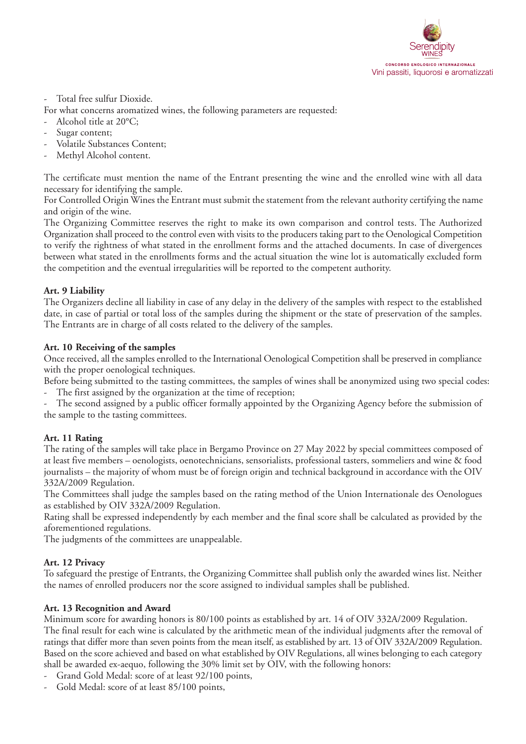- Total free sulfur Dioxide.

For what concerns aromatized wines, the following parameters are requested:

- Alcohol title at 20°C;
- Sugar content;
- Volatile Substances Content;
- Methyl Alcohol content.

The certificate must mention the name of the Entrant presenting the wine and the enrolled wine with all data necessary for identifying the sample.

For Controlled Origin Wines the Entrant must submit the statement from the relevant authority certifying the name and origin of the wine.

The Organizing Committee reserves the right to make its own comparison and control tests. The Authorized Organization shall proceed to the control even with visits to the producers taking part to the Oenological Competition to verify the rightness of what stated in the enrollment forms and the attached documents. In case of divergences between what stated in the enrollments forms and the actual situation the wine lot is automatically excluded form the competition and the eventual irregularities will be reported to the competent authority.

**Art. 9 Liability**

The Organizers decline all liability in case of any delay in the delivery of the samples with respect to the established date, in case of partial or total loss of the samples during the shipment or the state of preservation of the samples. The Entrants are in charge of all costs related to the delivery of the samples.

**Art. 10 Receiving of the samples**

Once received, all the samples enrolled to the International Oenological Competition shall be preserved in compliance with the proper oenological techniques.

Before being submitted to the tasting committees, the samples of wines shall be anonymized using two special codes:

- The first assigned by the organization at the time of reception;
- The second assigned by a public officer formally appointed by the Organizing Agency before the submission of the sample to the tasting committees.

**Art. 11 Rating**

The rating of the samples will take place in Bergamo Province on 27 May 2022 by special committees composed of at least five members – oenologists, oenotechnicians, sensorialists, professional tasters, sommeliers and wine & food journalists – the majority of whom must be of foreign origin and technical background in accordance with the OIV 332A/2009 Regulation.

The Committees shall judge the samples based on the rating method of the Union Internationale des Oenologues as established by OIV 332A/2009 Regulation.

Rating shall be expressed independently by each member and the final score shall be calculated as provided by the aforementioned regulations.

The judgments of the committees are unappealable.

**Art. 12 Privacy**

To safeguard the prestige of Entrants, the Organizing Committee shall publish only the awarded wines list. Neither the names of enrolled producers nor the score assigned to individual samples shall be published.

**Art. 13 Recognition and Award**

Minimum score for awarding honors is 80/100 points as established by art. 14 of OIV 332A/2009 Regulation.

The final result for each wine is calculated by the arithmetic mean of the individual judgments after the removal of ratings that differ more than seven points from the mean itself, as established by art. 13 of OIV 332A/2009 Regulation.

Based on the score achieved and based on what established by OIV Regulations, all wines belonging to each category shall be awarded ex-aequo, following the 30% limit set by OIV, with the following honors:

- Grand Gold Medal: score of at least 92/100 points,
- Gold Medal: score of at least 85/100 points,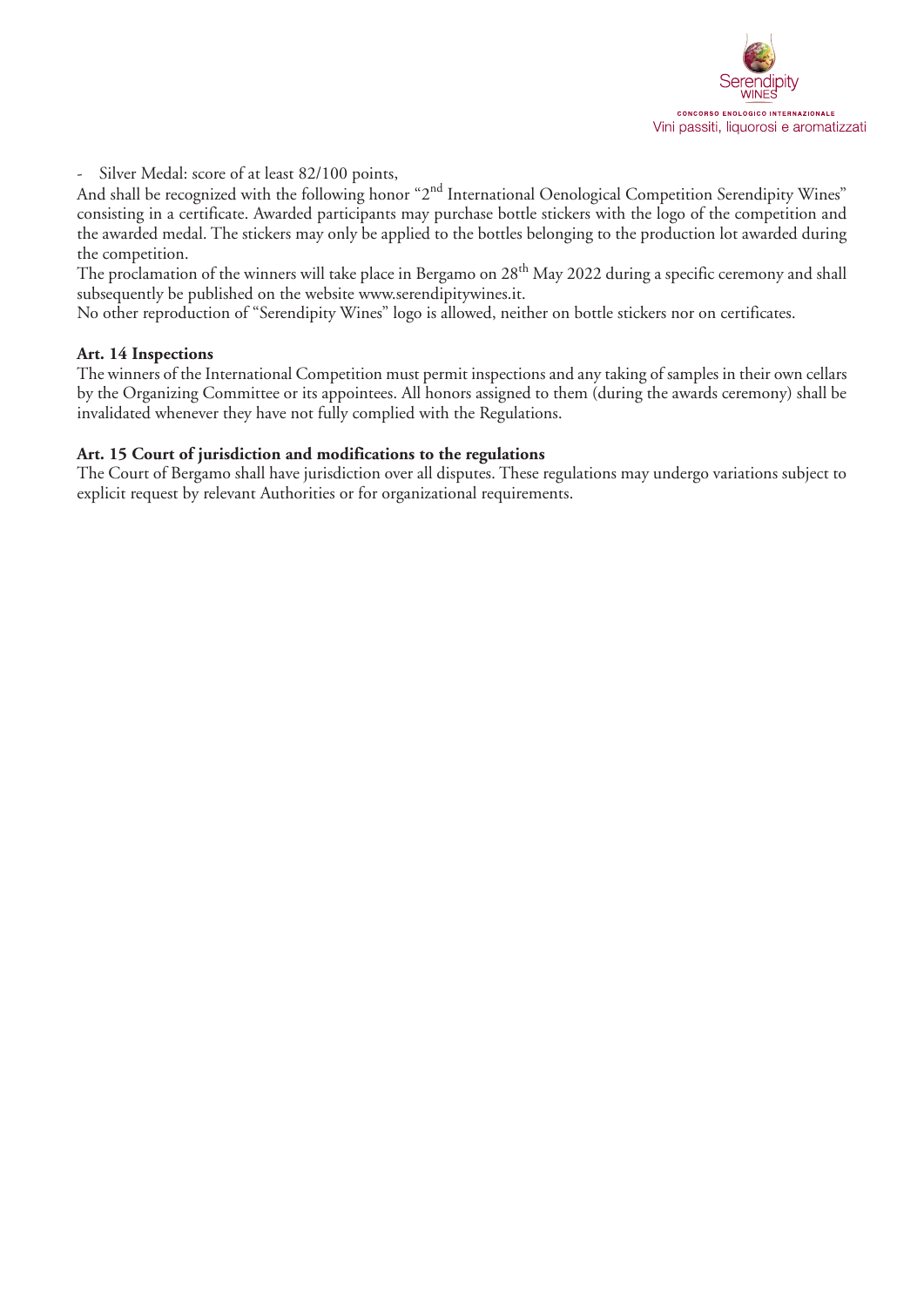- Silver Medal: score of at least 82/100 points,

And shall be recognized with the following honor "2nd International Oenological Competition Serendipity Wines" consisting in a certificate. Awarded participants may purchase bottle stickers with the logo of the competition and the awarded medal. The stickers may only be applied to the bottles belonging to the production lot awarded during the competition.

The proclamation of the winners will take place in Bergamo on 28th May 2022 during a specific ceremony and shall subsequently be published on the website www.serendipitywines.it.

No other reproduction of "Serendipity Wines" logo is allowed, neither on bottle stickers nor on certificates.

**Art. 14 Inspections**

The winners of the International Competition must permit inspections and any taking of samples in their own cellars by the Organizing Committee or its appointees. All honors assigned to them (during the awards ceremony) shall be invalidated whenever they have not fully complied with the Regulations.

**Art. 15 Court of jurisdiction and modifications to the regulations**

The Court of Bergamo shall have jurisdiction over all disputes. These regulations may undergo variations subject to explicit request by relevant Authorities or for organizational requirements.